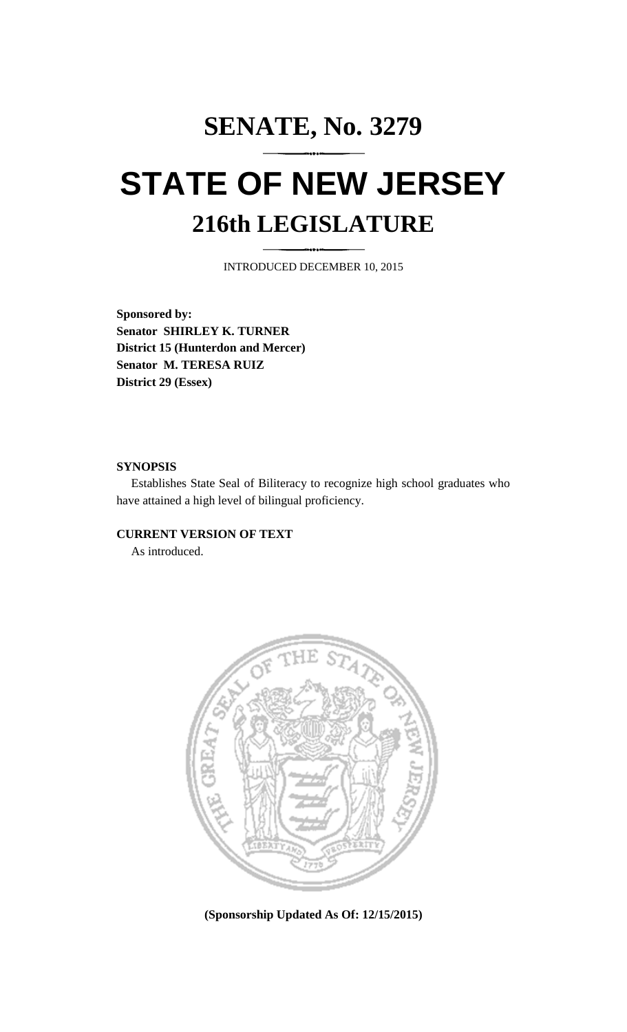# SENATE, No. 3279

# STATE OF NEW JERSEY

## 216th LEGISLATURE

INTRODUCED DECEMBER 10, 2015

**Sponsored by:**
**Senator SHIRLEY K. TURNER**
**District 15 (Hunterdon and Mercer)**
**Senator M. TERESA RUIZ**
**District 29 (Essex)**

**SYNOPSIS**

Establishes State Seal of Biliteracy to recognize high school graduates who have attained a high level of bilingual proficiency.

**CURRENT VERSION OF TEXT**

As introduced.

**(Sponsorship Updated As Of: 12/15/2015)**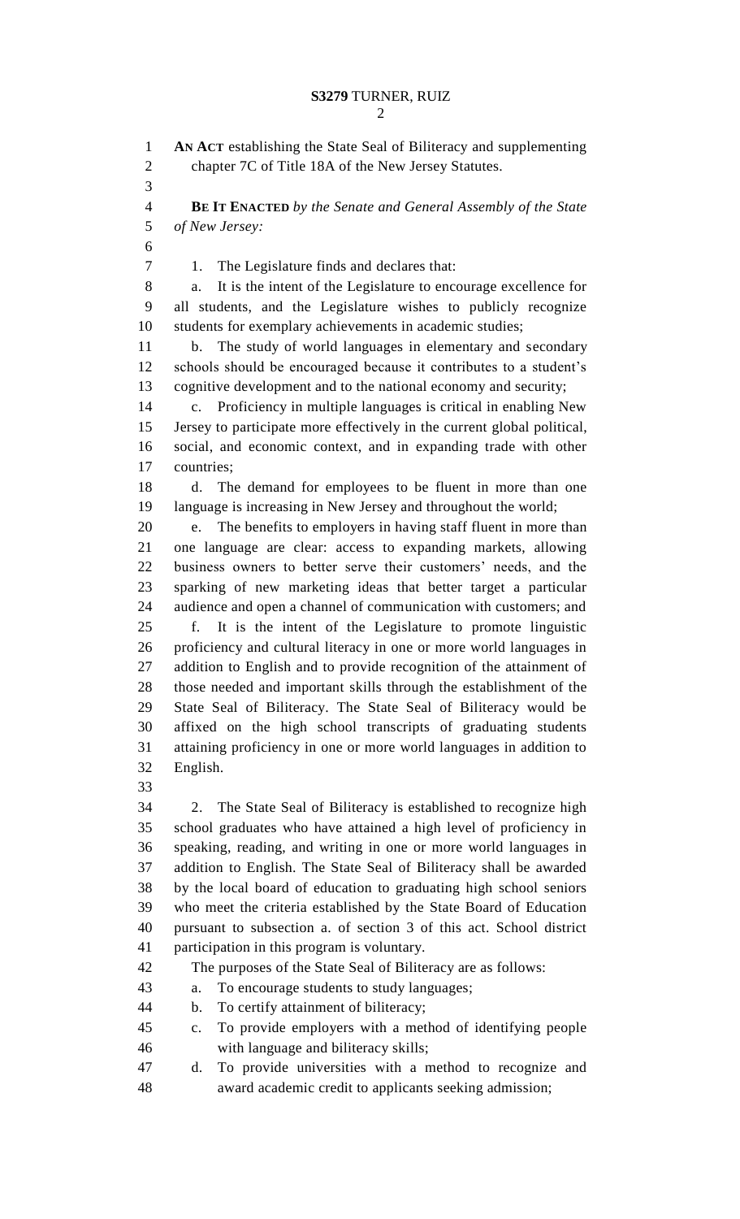**AN ACT** establishing the State Seal of Biliteracy and supplementing chapter 7C of Title 18A of the New Jersey Statutes.

**BE IT ENACTED** *by the Senate and General Assembly of the State of New Jersey:*

1. The Legislature finds and declares that:

a. It is the intent of the Legislature to encourage excellence for all students, and the Legislature wishes to publicly recognize students for exemplary achievements in academic studies;

b. The study of world languages in elementary and secondary schools should be encouraged because it contributes to a student's cognitive development and to the national economy and security;

c. Proficiency in multiple languages is critical in enabling New Jersey to participate more effectively in the current global political, social, and economic context, and in expanding trade with other countries;

d. The demand for employees to be fluent in more than one language is increasing in New Jersey and throughout the world;

e. The benefits to employers in having staff fluent in more than one language are clear: access to expanding markets, allowing business owners to better serve their customers' needs, and the sparking of new marketing ideas that better target a particular audience and open a channel of communication with customers; and

f. It is the intent of the Legislature to promote linguistic proficiency and cultural literacy in one or more world languages in addition to English and to provide recognition of the attainment of those needed and important skills through the establishment of the State Seal of Biliteracy. The State Seal of Biliteracy would be affixed on the high school transcripts of graduating students attaining proficiency in one or more world languages in addition to English.

2. The State Seal of Biliteracy is established to recognize high school graduates who have attained a high level of proficiency in speaking, reading, and writing in one or more world languages in addition to English. The State Seal of Biliteracy shall be awarded by the local board of education to graduating high school seniors who meet the criteria established by the State Board of Education pursuant to subsection a. of section 3 of this act. School district participation in this program is voluntary.

The purposes of the State Seal of Biliteracy are as follows:

a. To encourage students to study languages;

b. To certify attainment of biliteracy;

c. To provide employers with a method of identifying people with language and biliteracy skills;

d. To provide universities with a method to recognize and award academic credit to applicants seeking admission;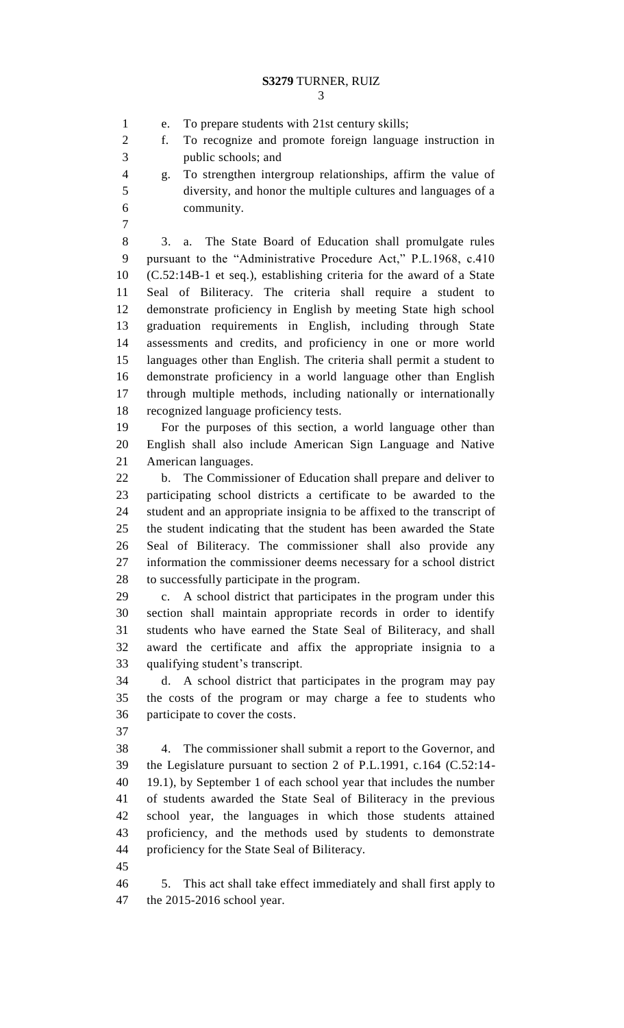e. To prepare students with 21st century skills;

f. To recognize and promote foreign language instruction in public schools; and

g. To strengthen intergroup relationships, affirm the value of diversity, and honor the multiple cultures and languages of a community.

3. a. The State Board of Education shall promulgate rules pursuant to the "Administrative Procedure Act," P.L.1968, c.410 (C.52:14B-1 et seq.), establishing criteria for the award of a State Seal of Biliteracy. The criteria shall require a student to demonstrate proficiency in English by meeting State high school graduation requirements in English, including through State assessments and credits, and proficiency in one or more world languages other than English. The criteria shall permit a student to demonstrate proficiency in a world language other than English through multiple methods, including nationally or internationally recognized language proficiency tests.

For the purposes of this section, a world language other than English shall also include American Sign Language and Native American languages.

b. The Commissioner of Education shall prepare and deliver to participating school districts a certificate to be awarded to the student and an appropriate insignia to be affixed to the transcript of the student indicating that the student has been awarded the State Seal of Biliteracy. The commissioner shall also provide any information the commissioner deems necessary for a school district to successfully participate in the program.

c. A school district that participates in the program under this section shall maintain appropriate records in order to identify students who have earned the State Seal of Biliteracy, and shall award the certificate and affix the appropriate insignia to a qualifying student's transcript.

d. A school district that participates in the program may pay the costs of the program or may charge a fee to students who participate to cover the costs.

4. The commissioner shall submit a report to the Governor, and the Legislature pursuant to section 2 of P.L.1991, c.164 (C.52:14-19.1), by September 1 of each school year that includes the number of students awarded the State Seal of Biliteracy in the previous school year, the languages in which those students attained proficiency, and the methods used by students to demonstrate proficiency for the State Seal of Biliteracy.

5. This act shall take effect immediately and shall first apply to the 2015-2016 school year.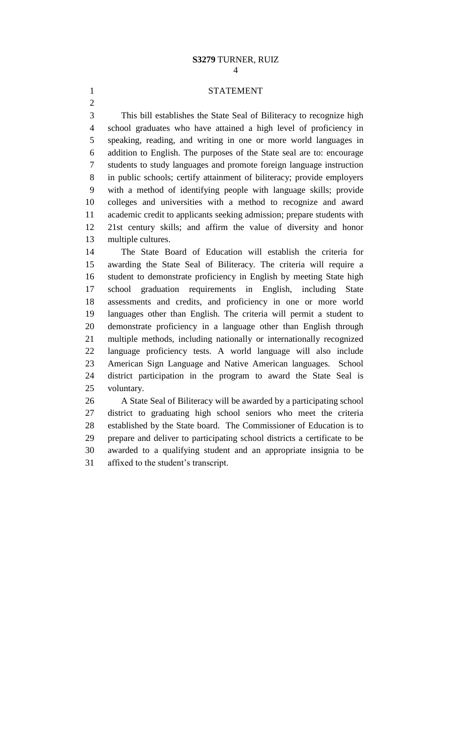## STATEMENT

This bill establishes the State Seal of Biliteracy to recognize high school graduates who have attained a high level of proficiency in speaking, reading, and writing in one or more world languages in addition to English. The purposes of the State seal are to: encourage students to study languages and promote foreign language instruction in public schools; certify attainment of biliteracy; provide employers with a method of identifying people with language skills; provide colleges and universities with a method to recognize and award academic credit to applicants seeking admission; prepare students with 21st century skills; and affirm the value of diversity and honor multiple cultures.

The State Board of Education will establish the criteria for awarding the State Seal of Biliteracy. The criteria will require a student to demonstrate proficiency in English by meeting State high school graduation requirements in English, including State assessments and credits, and proficiency in one or more world languages other than English. The criteria will permit a student to demonstrate proficiency in a language other than English through multiple methods, including nationally or internationally recognized language proficiency tests. A world language will also include American Sign Language and Native American languages. School district participation in the program to award the State Seal is voluntary.

A State Seal of Biliteracy will be awarded by a participating school district to graduating high school seniors who meet the criteria established by the State board. The Commissioner of Education is to prepare and deliver to participating school districts a certificate to be awarded to a qualifying student and an appropriate insignia to be affixed to the student's transcript.